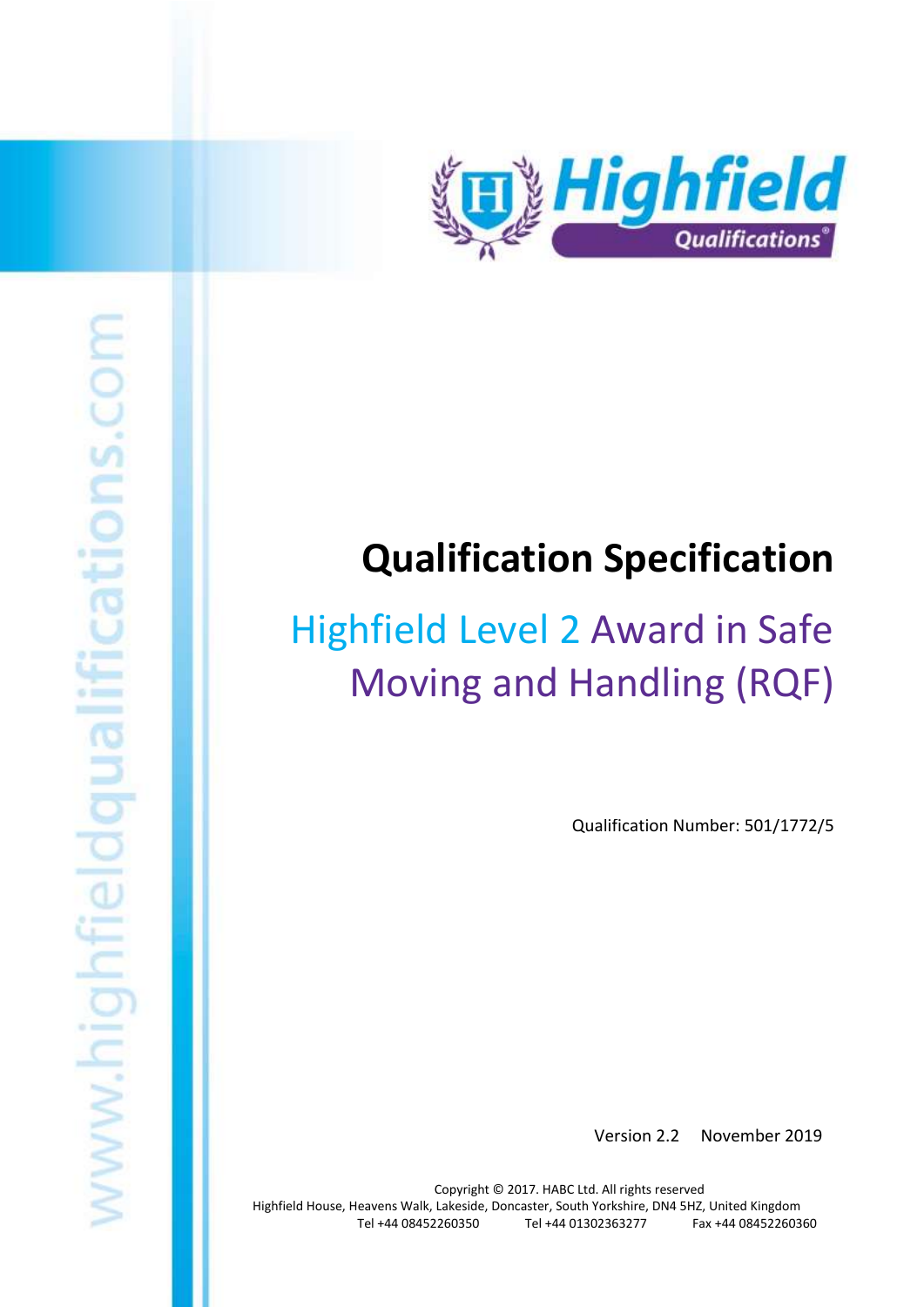Highfield Qualifications

www.highfieldqualifications.com

# Qualification Specification

## Highfield Level 2 Award in Safe Moving and Handling (RQF)

Qualification Number: 501/1772/5

Version 2.2 November 2019

Copyright © 2017. HABC Ltd. All rights reserved
Highfield House, Heavens Walk, Lakeside, Doncaster, South Yorkshire, DN4 5HZ, United Kingdom
Tel +44 08452260350 Tel +44 01302363277 Fax +44 08452260360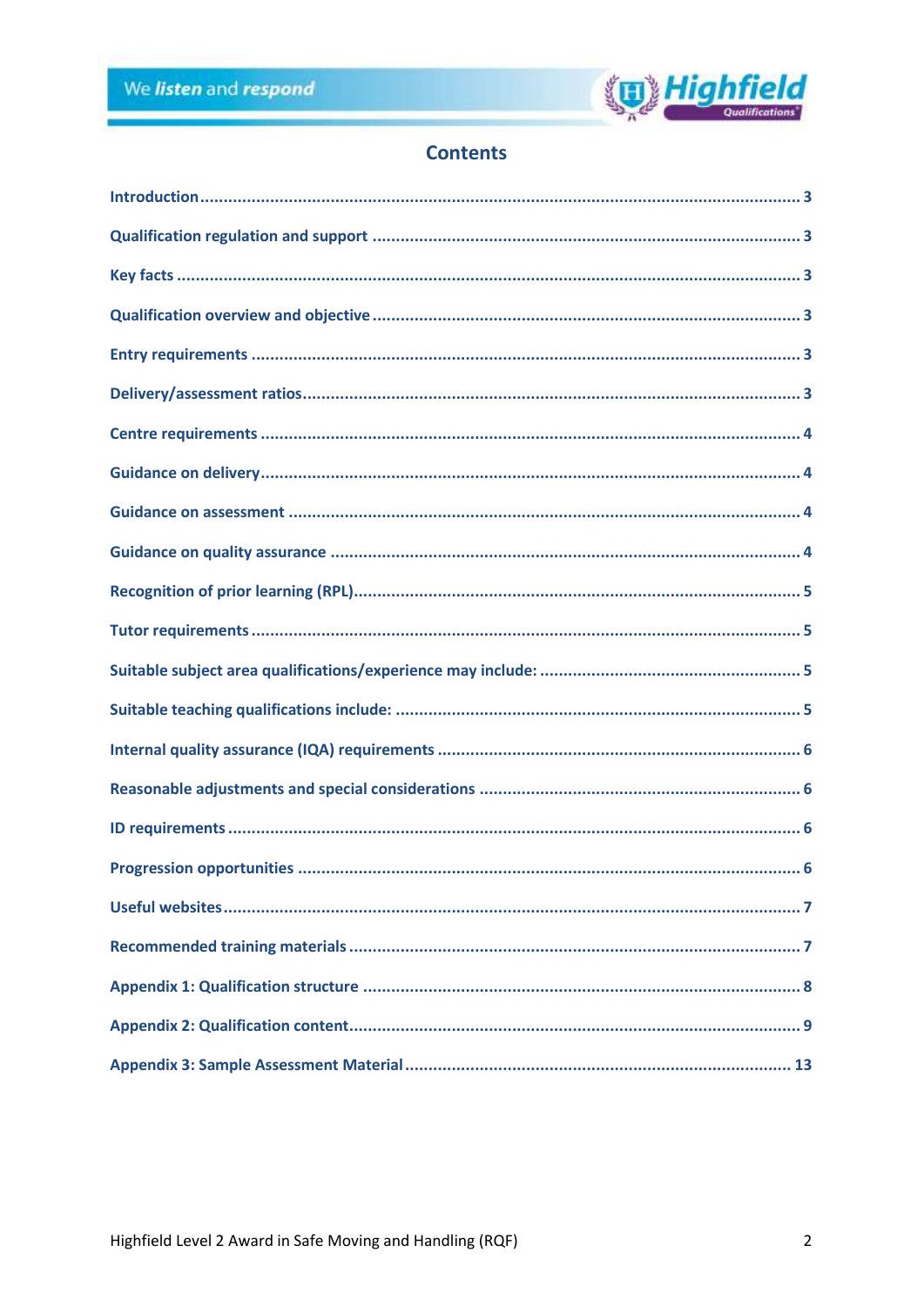# Contents

| | |
|---|---|
| Introduction | 3 |
| Qualification regulation and support | 3 |
| Key facts | 3 |
| Qualification overview and objective | 3 |
| Entry requirements | 3 |
| Delivery/assessment ratios | 3 |
| Centre requirements | 4 |
| Guidance on delivery | 4 |
| Guidance on assessment | 4 |
| Guidance on quality assurance | 4 |
| Recognition of prior learning (RPL) | 5 |
| Tutor requirements | 5 |
| Suitable subject area qualifications/experience may include: | 5 |
| Suitable teaching qualifications include: | 5 |
| Internal quality assurance (IQA) requirements | 6 |
| Reasonable adjustments and special considerations | 6 |
| ID requirements | 6 |
| Progression opportunities | 6 |
| Useful websites | 7 |
| Recommended training materials | 7 |
| Appendix 1: Qualification structure | 8 |
| Appendix 2: Qualification content | 9 |
| Appendix 3: Sample Assessment Material | 13 |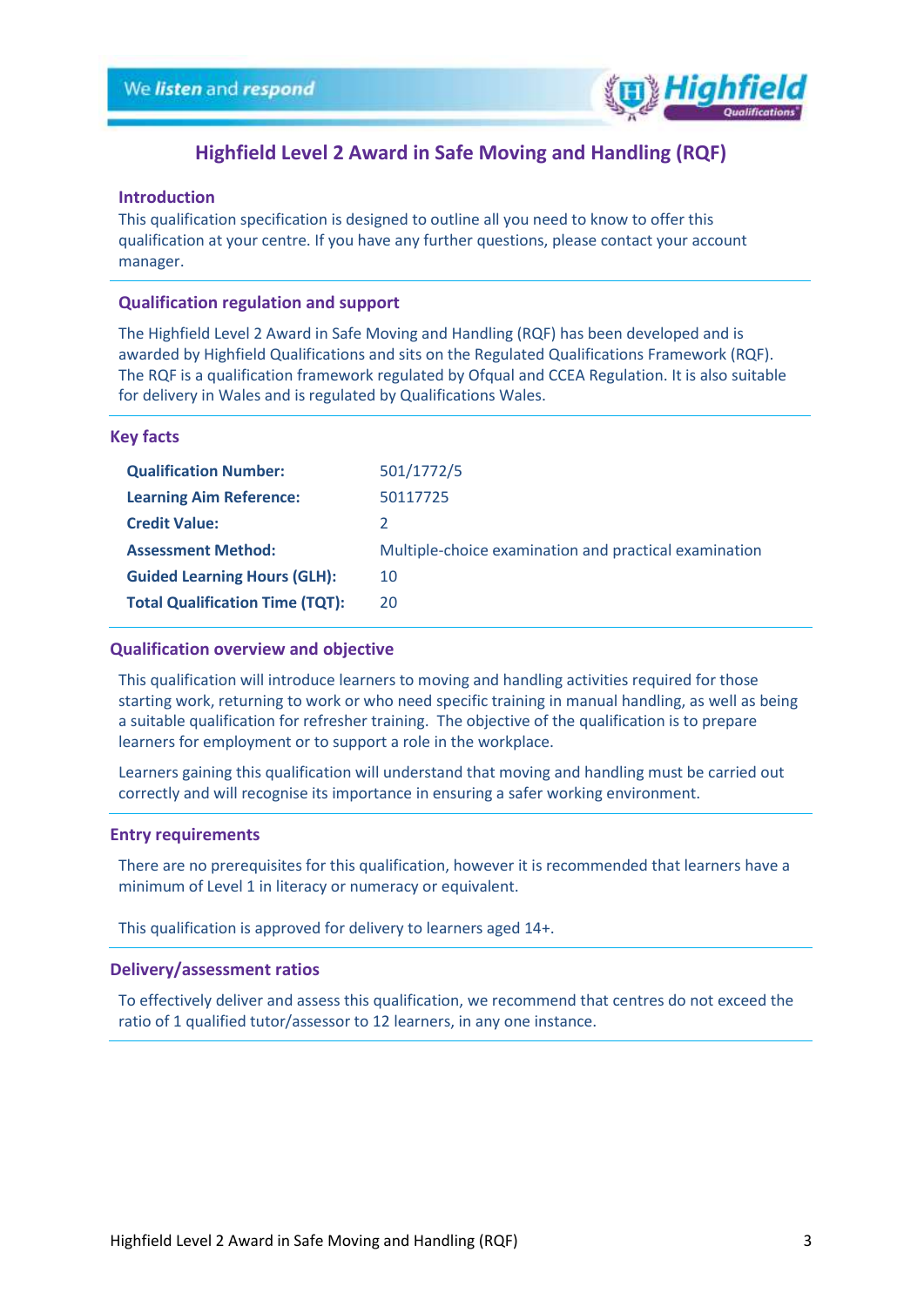# Highfield Level 2 Award in Safe Moving and Handling (RQF)

## Introduction

This qualification specification is designed to outline all you need to know to offer this qualification at your centre. If you have any further questions, please contact your account manager.

## Qualification regulation and support

The Highfield Level 2 Award in Safe Moving and Handling (RQF) has been developed and is awarded by Highfield Qualifications and sits on the Regulated Qualifications Framework (RQF). The RQF is a qualification framework regulated by Ofqual and CCEA Regulation. It is also suitable for delivery in Wales and is regulated by Qualifications Wales.

## Key facts

| | |
|---|---|
| **Qualification Number:** | 501/1772/5 |
| **Learning Aim Reference:** | 50117725 |
| **Credit Value:** | 2 |
| **Assessment Method:** | Multiple-choice examination and practical examination |
| **Guided Learning Hours (GLH):** | 10 |
| **Total Qualification Time (TQT):** | 20 |

## Qualification overview and objective

This qualification will introduce learners to moving and handling activities required for those starting work, returning to work or who need specific training in manual handling, as well as being a suitable qualification for refresher training. The objective of the qualification is to prepare learners for employment or to support a role in the workplace.

Learners gaining this qualification will understand that moving and handling must be carried out correctly and will recognise its importance in ensuring a safer working environment.

## Entry requirements

There are no prerequisites for this qualification, however it is recommended that learners have a minimum of Level 1 in literacy or numeracy or equivalent.

This qualification is approved for delivery to learners aged 14+.

## Delivery/assessment ratios

To effectively deliver and assess this qualification, we recommend that centres do not exceed the ratio of 1 qualified tutor/assessor to 12 learners, in any one instance.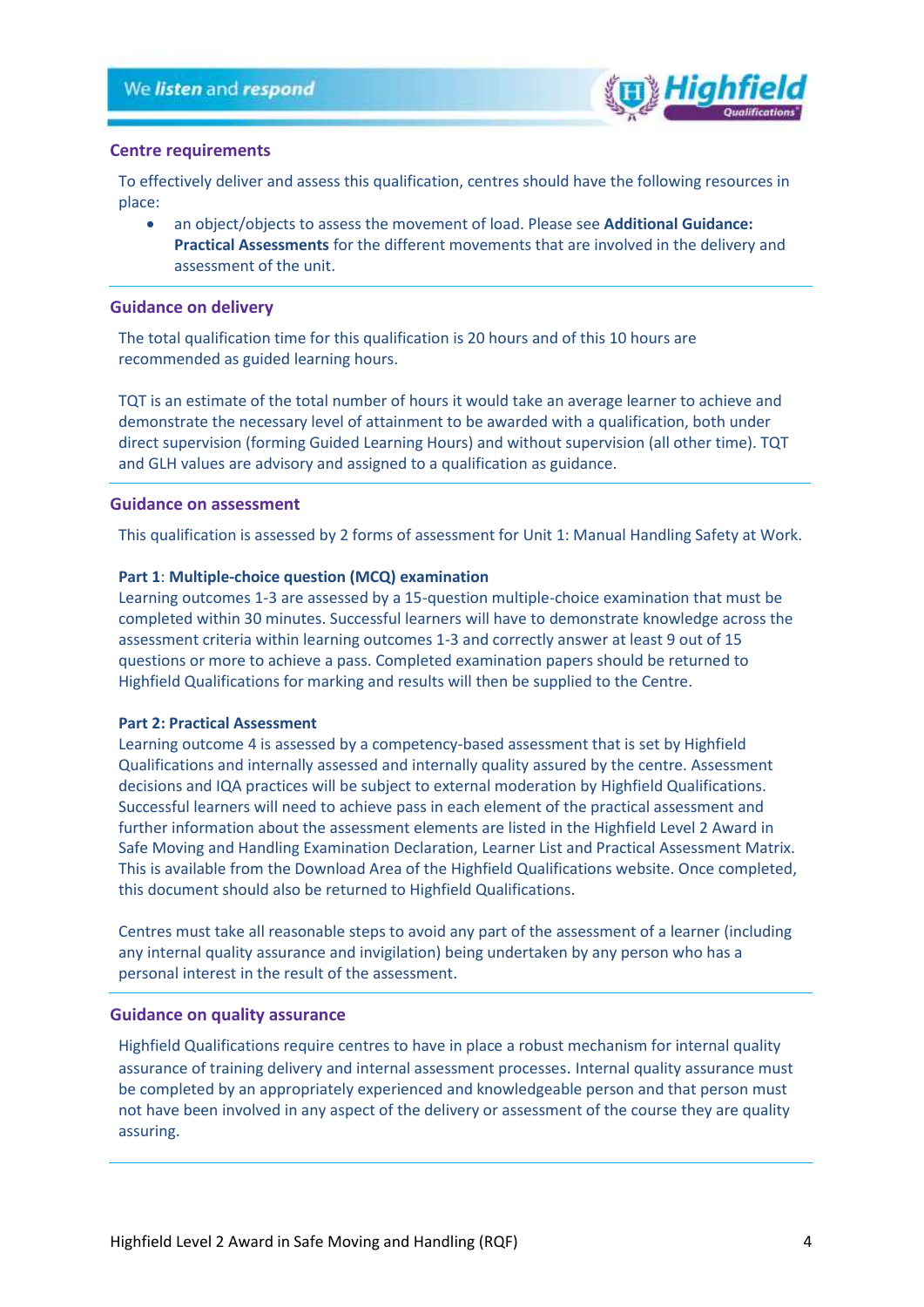## Centre requirements

To effectively deliver and assess this qualification, centres should have the following resources in place:

- an object/objects to assess the movement of load. Please see **Additional Guidance: Practical Assessments** for the different movements that are involved in the delivery and assessment of the unit.

## Guidance on delivery

The total qualification time for this qualification is 20 hours and of this 10 hours are recommended as guided learning hours.

TQT is an estimate of the total number of hours it would take an average learner to achieve and demonstrate the necessary level of attainment to be awarded with a qualification, both under direct supervision (forming Guided Learning Hours) and without supervision (all other time). TQT and GLH values are advisory and assigned to a qualification as guidance.

## Guidance on assessment

This qualification is assessed by 2 forms of assessment for Unit 1: Manual Handling Safety at Work.

**Part 1**: **Multiple-choice question (MCQ) examination**
Learning outcomes 1-3 are assessed by a 15-question multiple-choice examination that must be completed within 30 minutes. Successful learners will have to demonstrate knowledge across the assessment criteria within learning outcomes 1-3 and correctly answer at least 9 out of 15 questions or more to achieve a pass. Completed examination papers should be returned to Highfield Qualifications for marking and results will then be supplied to the Centre.

**Part 2: Practical Assessment**
Learning outcome 4 is assessed by a competency-based assessment that is set by Highfield Qualifications and internally assessed and internally quality assured by the centre. Assessment decisions and IQA practices will be subject to external moderation by Highfield Qualifications. Successful learners will need to achieve pass in each element of the practical assessment and further information about the assessment elements are listed in the Highfield Level 2 Award in Safe Moving and Handling Examination Declaration, Learner List and Practical Assessment Matrix. This is available from the Download Area of the Highfield Qualifications website. Once completed, this document should also be returned to Highfield Qualifications.

Centres must take all reasonable steps to avoid any part of the assessment of a learner (including any internal quality assurance and invigilation) being undertaken by any person who has a personal interest in the result of the assessment.

## Guidance on quality assurance

Highfield Qualifications require centres to have in place a robust mechanism for internal quality assurance of training delivery and internal assessment processes. Internal quality assurance must be completed by an appropriately experienced and knowledgeable person and that person must not have been involved in any aspect of the delivery or assessment of the course they are quality assuring.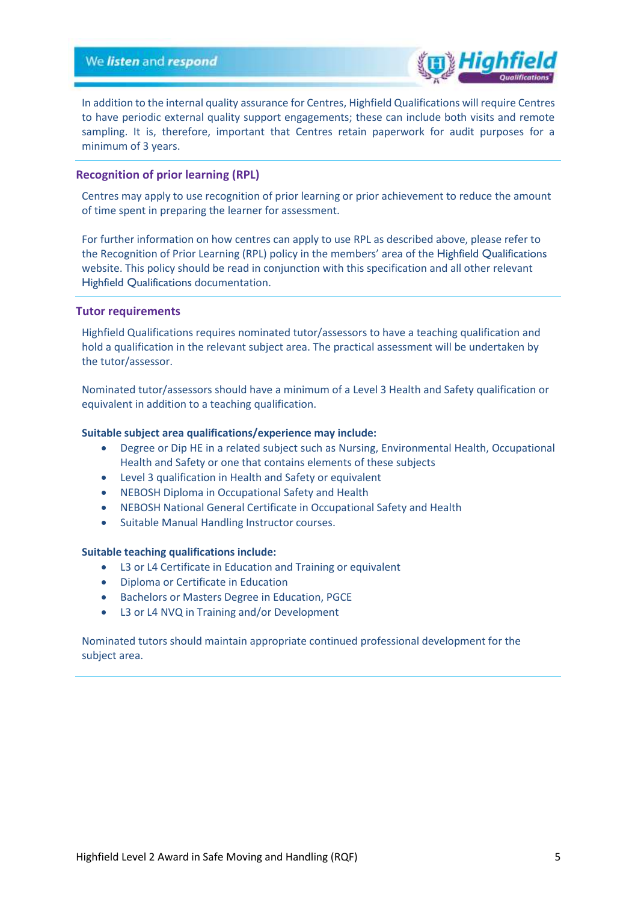In addition to the internal quality assurance for Centres, Highfield Qualifications will require Centres to have periodic external quality support engagements; these can include both visits and remote sampling. It is, therefore, important that Centres retain paperwork for audit purposes for a minimum of 3 years.

## Recognition of prior learning (RPL)

Centres may apply to use recognition of prior learning or prior achievement to reduce the amount of time spent in preparing the learner for assessment.

For further information on how centres can apply to use RPL as described above, please refer to the Recognition of Prior Learning (RPL) policy in the members' area of the Highfield Qualifications website. This policy should be read in conjunction with this specification and all other relevant Highfield Qualifications documentation.

## Tutor requirements

Highfield Qualifications requires nominated tutor/assessors to have a teaching qualification and hold a qualification in the relevant subject area. The practical assessment will be undertaken by the tutor/assessor.

Nominated tutor/assessors should have a minimum of a Level 3 Health and Safety qualification or equivalent in addition to a teaching qualification.

**Suitable subject area qualifications/experience may include:**

- Degree or Dip HE in a related subject such as Nursing, Environmental Health, Occupational Health and Safety or one that contains elements of these subjects
- Level 3 qualification in Health and Safety or equivalent
- NEBOSH Diploma in Occupational Safety and Health
- NEBOSH National General Certificate in Occupational Safety and Health
- Suitable Manual Handling Instructor courses.

**Suitable teaching qualifications include:**

- L3 or L4 Certificate in Education and Training or equivalent
- Diploma or Certificate in Education
- Bachelors or Masters Degree in Education, PGCE
- L3 or L4 NVQ in Training and/or Development

Nominated tutors should maintain appropriate continued professional development for the subject area.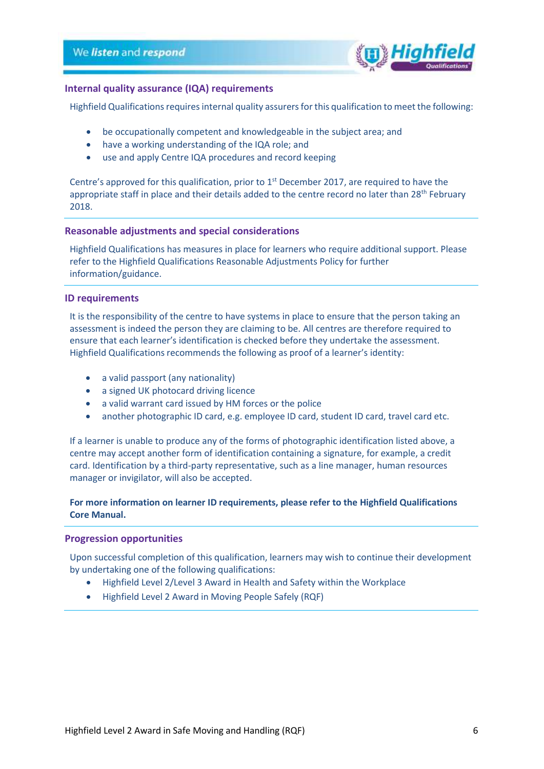## Internal quality assurance (IQA) requirements

Highfield Qualifications requires internal quality assurers for this qualification to meet the following:

- be occupationally competent and knowledgeable in the subject area; and
- have a working understanding of the IQA role; and
- use and apply Centre IQA procedures and record keeping

Centre's approved for this qualification, prior to 1st December 2017, are required to have the appropriate staff in place and their details added to the centre record no later than 28th February 2018.

## Reasonable adjustments and special considerations

Highfield Qualifications has measures in place for learners who require additional support. Please refer to the Highfield Qualifications Reasonable Adjustments Policy for further information/guidance.

## ID requirements

It is the responsibility of the centre to have systems in place to ensure that the person taking an assessment is indeed the person they are claiming to be. All centres are therefore required to ensure that each learner's identification is checked before they undertake the assessment. Highfield Qualifications recommends the following as proof of a learner's identity:

- a valid passport (any nationality)
- a signed UK photocard driving licence
- a valid warrant card issued by HM forces or the police
- another photographic ID card, e.g. employee ID card, student ID card, travel card etc.

If a learner is unable to produce any of the forms of photographic identification listed above, a centre may accept another form of identification containing a signature, for example, a credit card. Identification by a third-party representative, such as a line manager, human resources manager or invigilator, will also be accepted.

**For more information on learner ID requirements, please refer to the Highfield Qualifications Core Manual.**

## Progression opportunities

Upon successful completion of this qualification, learners may wish to continue their development by undertaking one of the following qualifications:

- Highfield Level 2/Level 3 Award in Health and Safety within the Workplace
- Highfield Level 2 Award in Moving People Safely (RQF)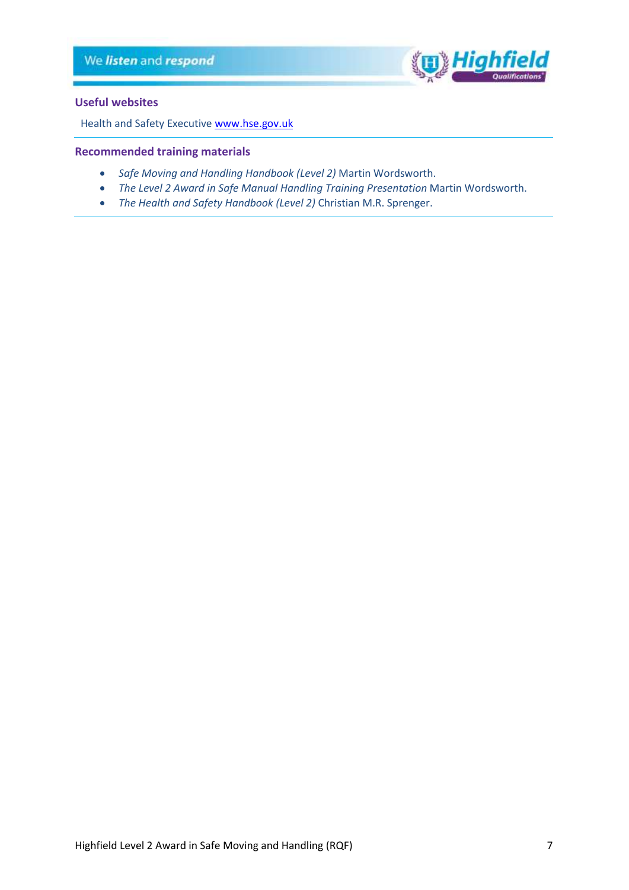## Useful websites

Health and Safety Executive [www.hse.gov.uk](http://www.hse.gov.uk)

---

## Recommended training materials

- *Safe Moving and Handling Handbook (Level 2)* Martin Wordsworth.
- *The Level 2 Award in Safe Manual Handling Training Presentation* Martin Wordsworth.
- *The Health and Safety Handbook (Level 2)* Christian M.R. Sprenger.

---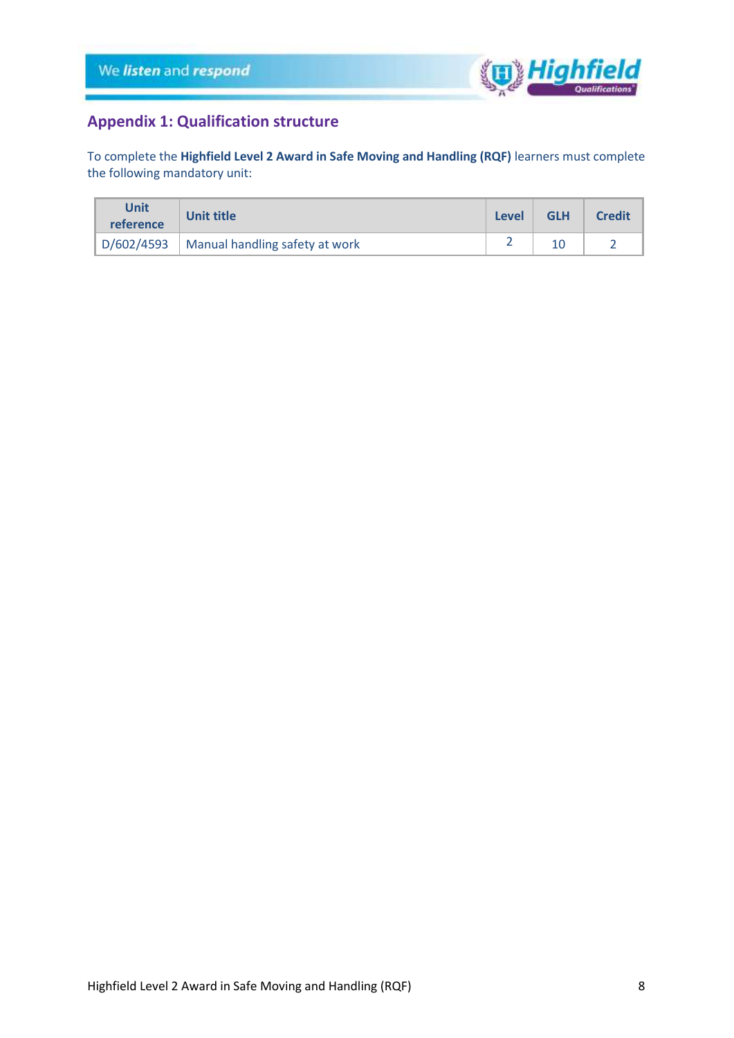## Appendix 1: Qualification structure

To complete the **Highfield Level 2 Award in Safe Moving and Handling (RQF)** learners must complete the following mandatory unit:

| Unit reference | Unit title | Level | GLH | Credit |
|---|---|---|---|---|
| D/602/4593 | Manual handling safety at work | 2 | 10 | 2 |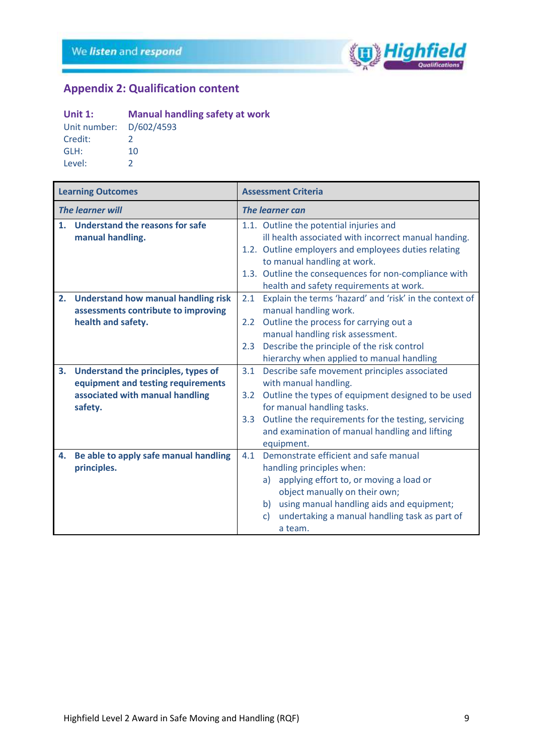## Appendix 2: Qualification content

**Unit 1:** **Manual handling safety at work**
Unit number: D/602/4593
Credit: 2
GLH: 10
Level: 2

| **Learning Outcomes** | **Assessment Criteria** |
|---|---|
| ***The learner will*** | ***The learner can*** |
| **1. Understand the reasons for safe manual handling.** | 1.1. Outline the potential injuries and ill health associated with incorrect manual handing.<br>1.2. Outline employers and employees duties relating to manual handling at work.<br>1.3. Outline the consequences for non-compliance with health and safety requirements at work. |
| **2. Understand how manual handling risk assessments contribute to improving health and safety.** | 2.1 Explain the terms 'hazard' and 'risk' in the context of manual handling work.<br>2.2 Outline the process for carrying out a manual handling risk assessment.<br>2.3 Describe the principle of the risk control hierarchy when applied to manual handling |
| **3. Understand the principles, types of equipment and testing requirements associated with manual handling safety.** | 3.1 Describe safe movement principles associated with manual handling.<br>3.2 Outline the types of equipment designed to be used for manual handling tasks.<br>3.3 Outline the requirements for the testing, servicing and examination of manual handling and lifting equipment. |
| **4. Be able to apply safe manual handling principles.** | 4.1 Demonstrate efficient and safe manual handling principles when:<br>a) applying effort to, or moving a load or object manually on their own;<br>b) using manual handling aids and equipment;<br>c) undertaking a manual handling task as part of a team. |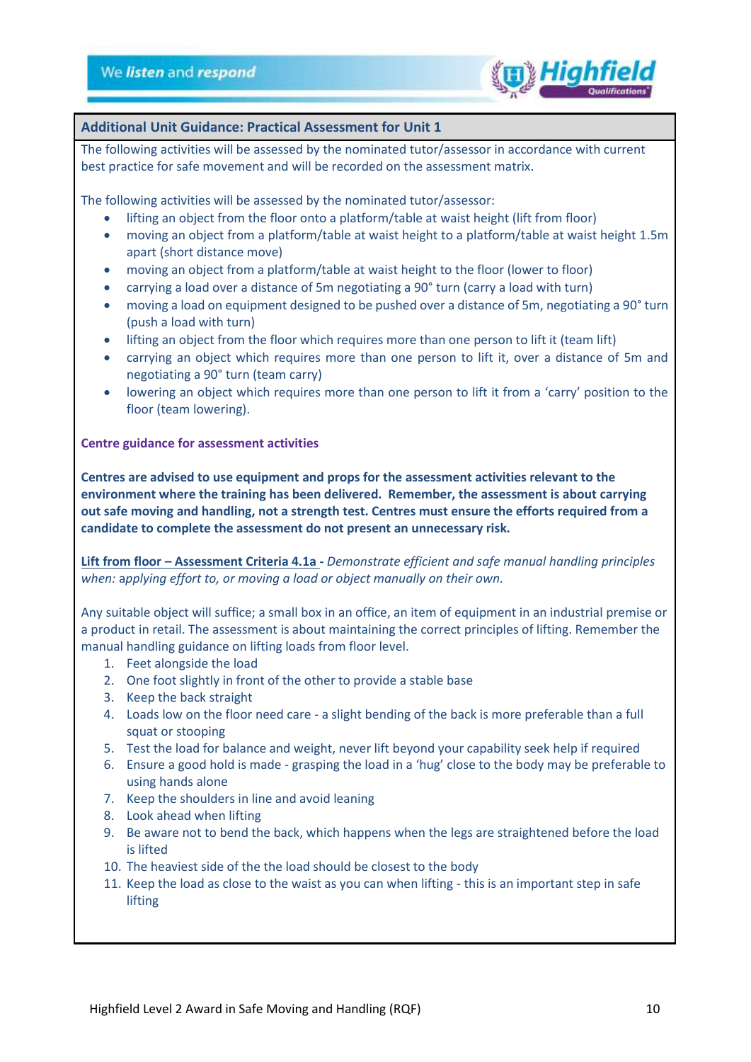## Additional Unit Guidance: Practical Assessment for Unit 1

The following activities will be assessed by the nominated tutor/assessor in accordance with current best practice for safe movement and will be recorded on the assessment matrix.

The following activities will be assessed by the nominated tutor/assessor:

- lifting an object from the floor onto a platform/table at waist height (lift from floor)
- moving an object from a platform/table at waist height to a platform/table at waist height 1.5m apart (short distance move)
- moving an object from a platform/table at waist height to the floor (lower to floor)
- carrying a load over a distance of 5m negotiating a 90° turn (carry a load with turn)
- moving a load on equipment designed to be pushed over a distance of 5m, negotiating a 90° turn (push a load with turn)
- lifting an object from the floor which requires more than one person to lift it (team lift)
- carrying an object which requires more than one person to lift it, over a distance of 5m and negotiating a 90° turn (team carry)
- lowering an object which requires more than one person to lift it from a 'carry' position to the floor (team lowering).

**Centre guidance for assessment activities**

**Centres are advised to use equipment and props for the assessment activities relevant to the environment where the training has been delivered. Remember, the assessment is about carrying out safe moving and handling, not a strength test. Centres must ensure the efforts required from a candidate to complete the assessment do not present an unnecessary risk.**

**Lift from floor – Assessment Criteria 4.1a** - *Demonstrate efficient and safe manual handling principles when:* applying effort to, or moving a load or object manually on their own.

Any suitable object will suffice; a small box in an office, an item of equipment in an industrial premise or a product in retail. The assessment is about maintaining the correct principles of lifting. Remember the manual handling guidance on lifting loads from floor level.

1. Feet alongside the load
2. One foot slightly in front of the other to provide a stable base
3. Keep the back straight
4. Loads low on the floor need care - a slight bending of the back is more preferable than a full squat or stooping
5. Test the load for balance and weight, never lift beyond your capability seek help if required
6. Ensure a good hold is made - grasping the load in a 'hug' close to the body may be preferable to using hands alone
7. Keep the shoulders in line and avoid leaning
8. Look ahead when lifting
9. Be aware not to bend the back, which happens when the legs are straightened before the load is lifted
10. The heaviest side of the the load should be closest to the body
11. Keep the load as close to the waist as you can when lifting - this is an important step in safe lifting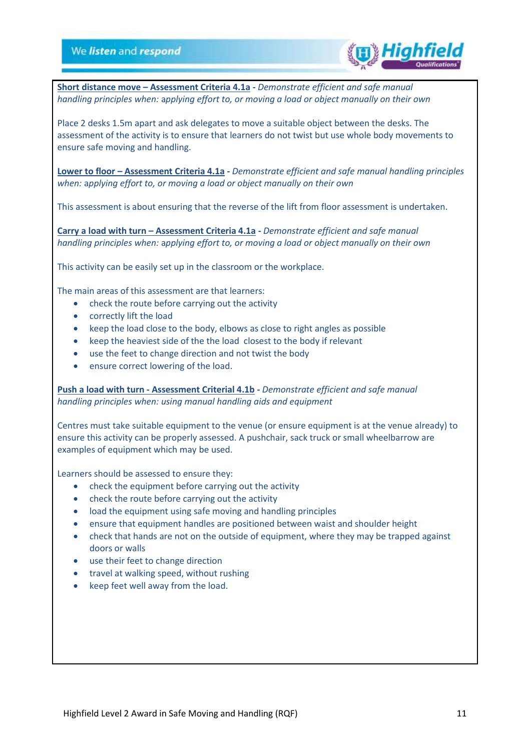**<u>Short distance move – Assessment Criteria 4.1a</u>** - *Demonstrate efficient and safe manual handling principles when: applying effort to, or moving a load or object manually on their own*

Place 2 desks 1.5m apart and ask delegates to move a suitable object between the desks. The assessment of the activity is to ensure that learners do not twist but use whole body movements to ensure safe moving and handling.

**<u>Lower to floor – Assessment Criteria 4.1a</u>** - *Demonstrate efficient and safe manual handling principles when: applying effort to, or moving a load or object manually on their own*

This assessment is about ensuring that the reverse of the lift from floor assessment is undertaken.

**<u>Carry a load with turn – Assessment Criteria 4.1a</u>** - *Demonstrate efficient and safe manual handling principles when: applying effort to, or moving a load or object manually on their own*

This activity can be easily set up in the classroom or the workplace.

The main areas of this assessment are that learners:

- check the route before carrying out the activity
- correctly lift the load
- keep the load close to the body, elbows as close to right angles as possible
- keep the heaviest side of the the load closest to the body if relevant
- use the feet to change direction and not twist the body
- ensure correct lowering of the load.

**<u>Push a load with turn - Assessment Criterial 4.1b</u>** - *Demonstrate efficient and safe manual handling principles when: using manual handling aids and equipment*

Centres must take suitable equipment to the venue (or ensure equipment is at the venue already) to ensure this activity can be properly assessed. A pushchair, sack truck or small wheelbarrow are examples of equipment which may be used.

Learners should be assessed to ensure they:

- check the equipment before carrying out the activity
- check the route before carrying out the activity
- load the equipment using safe moving and handling principles
- ensure that equipment handles are positioned between waist and shoulder height
- check that hands are not on the outside of equipment, where they may be trapped against doors or walls
- use their feet to change direction
- travel at walking speed, without rushing
- keep feet well away from the load.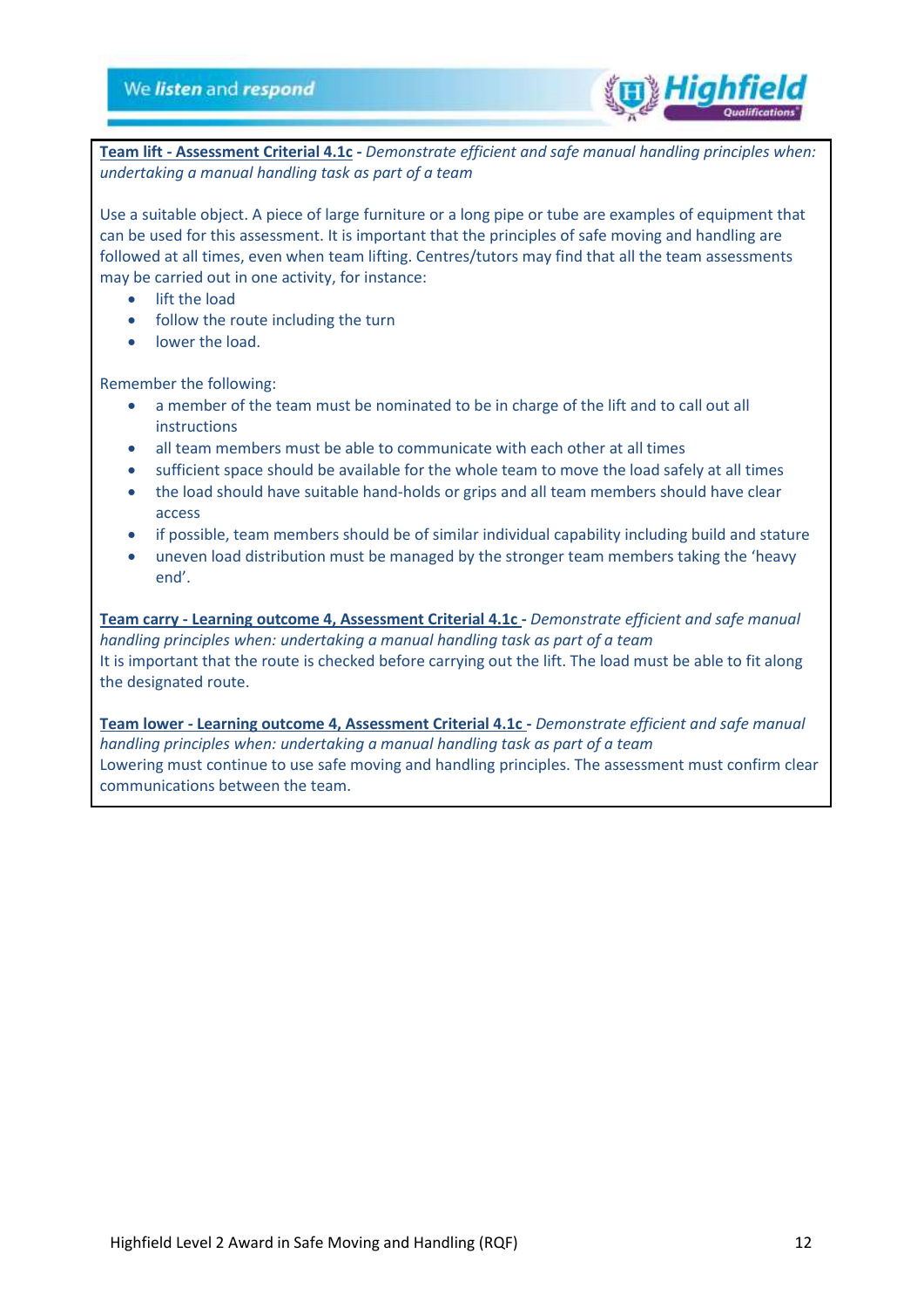**<u>Team lift - Assessment Criterial 4.1c</u> -** *Demonstrate efficient and safe manual handling principles when: undertaking a manual handling task as part of a team*

Use a suitable object. A piece of large furniture or a long pipe or tube are examples of equipment that can be used for this assessment. It is important that the principles of safe moving and handling are followed at all times, even when team lifting. Centres/tutors may find that all the team assessments may be carried out in one activity, for instance:

- lift the load
- follow the route including the turn
- lower the load.

Remember the following:

- a member of the team must be nominated to be in charge of the lift and to call out all instructions
- all team members must be able to communicate with each other at all times
- sufficient space should be available for the whole team to move the load safely at all times
- the load should have suitable hand-holds or grips and all team members should have clear access
- if possible, team members should be of similar individual capability including build and stature
- uneven load distribution must be managed by the stronger team members taking the 'heavy end'.

**<u>Team carry - Learning outcome 4, Assessment Criterial 4.1c</u> -** *Demonstrate efficient and safe manual handling principles when: undertaking a manual handling task as part of a team*
It is important that the route is checked before carrying out the lift. The load must be able to fit along the designated route.

**<u>Team lower - Learning outcome 4, Assessment Criterial 4.1c</u> -** *Demonstrate efficient and safe manual handling principles when: undertaking a manual handling task as part of a team*
Lowering must continue to use safe moving and handling principles. The assessment must confirm clear communications between the team.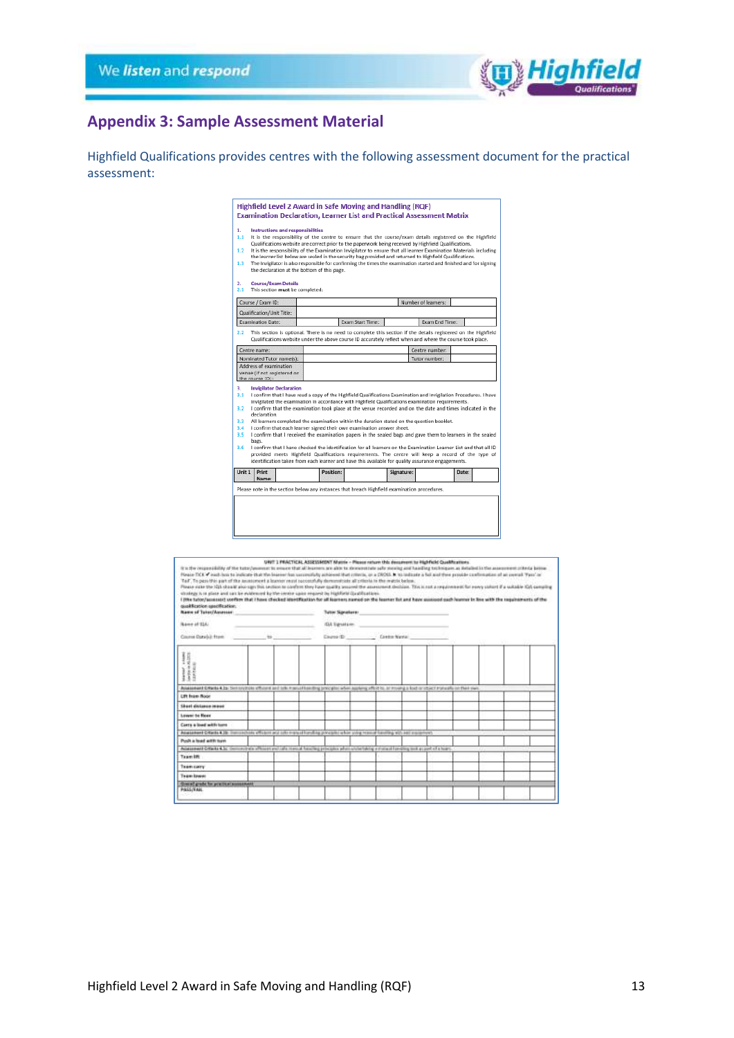## Appendix 3: Sample Assessment Material

Highfield Qualifications provides centres with the following assessment document for the practical assessment:

**Highfield Level 2 Award in Safe Moving and Handling (RQF)**
**Examination Declaration, Learner List and Practical Assessment Matrix**

1. **Instructions and responsibilities**
   1.1 It is the responsibility of the centre to ensure that the course/exam details registered on the Highfield Qualifications website are correct prior to the paperwork being received by Highfield Qualifications.
   1.2 It is the responsibility of the Examination Invigilator to ensure that all learner Examination Materials including the learner list below are sealed in the security bag provided and returned to Highfield Qualifications.
   1.3 The invigilator is also responsible for confirming the times the examination started and finished and for signing the declaration at the bottom of this page.

2. **Course/Exam Details**
   2.1 This section **must** be completed:

| Course / Exam ID: | | | | Number of learners: | |
|---|---|---|---|---|---|
| Qualification/Unit Title: | | | | | |
| Examination Date: | | Exam Start Time: | | Exam End Time: | |

2.2 This section is optional. There is no need to complete this section if the details registered on the Highfield Qualifications website under the above course ID accurately reflect when and where the course took place.

| Centre name: | | Centre number: | |
|---|---|---|---|
| Nominated Tutor name(s): | | Tutor number: | |
| Address of examination venue (if not registered on the course ID): | | | |

3. **Invigilator Declaration**
   3.1 I confirm that I have read a copy of the Highfield Qualifications Examination and Invigilation Procedures. I have invigilated the examination in accordance with Highfield Qualifications examination requirements.
   3.2 I confirm that the examination took place at the venue recorded and on the date and times indicated in the declaration
   3.3 All learners completed the examination within the duration stated on the question booklet.
   3.4 I confirm that each learner signed their own examination answer sheet.
   3.5 I confirm that I received the examination papers in the sealed bags and gave them to learners in the sealed bags.
   3.6 I confirm that I have checked the identification for all learners on the Examination Learner List and that all ID provided meets Highfield Qualifications requirements. The centre will keep a record of the type of identification taken from each learner and have this available for quality assurance engagements.

| Unit 1 | Print Name: | | Position: | | Signature: | | Date: | |
|---|---|---|---|---|---|---|---|---|

Please note in the section below any instances that breach Highfield examination procedures.

**UNIT 1 PRACTICAL ASSESSMENT Matrix – Please return this document to Highfield Qualifications**

It is the responsibility of the tutor/assessor to ensure that all learners are able to demonstrate safe moving and handling techniques as detailed in the assessment criteria below.
Please TICK ✔ each box to indicate that the learner has successfully achieved that criteria, or a CROSS ✖ to indicate a fail and then provide confirmation of an overall 'Pass' or 'Fail'. To pass this part of the assessment a learner must successfully demonstrate all criteria in the matrix below.
Please note the IQA should also sign this section to confirm they have quality assured the assessment decision. This is not a requirement for every cohort if a suitable IQA sampling strategy is in place and can be evidenced by the centre upon request by Highfield Qualifications.
I (the tutor/assessor) confirm that I have checked identification for all learners named on the learner list and have assessed each learner in line with the requirements of the qualification specification.

Name of Tutor/Assessor: ______________ Tutor Signature: ______________

Name of IQA: ______________ IQA Signature: ______________

Course Date(s): from ______ to ______ Course ID: ______ Centre Name: ______________

| Learner name (and in BLOCK CAPITALS) | | | | | | | | | | | | |
|---|---|---|---|---|---|---|---|---|---|---|---|---|
| **Assessment Criteria 4.1a:** Demonstrate efficient and safe manual handling principles when applying effort to, or moving a load or object manually on their own | | | | | | | | | | | | |
| Lift from floor | | | | | | | | | | | | |
| Short distance move | | | | | | | | | | | | |
| Lower to floor | | | | | | | | | | | | |
| Carry a load with turn | | | | | | | | | | | | |
| **Assessment Criteria 4.1b:** Demonstrate efficient and safe manual handling principles when using manual handling aids and equipment | | | | | | | | | | | | |
| Push a load with turn | | | | | | | | | | | | |
| **Assessment Criteria 4.1c:** Demonstrate efficient and safe manual handling principles when undertaking a manual handling task as part of a team | | | | | | | | | | | | |
| Team lift | | | | | | | | | | | | |
| Team carry | | | | | | | | | | | | |
| Team lower | | | | | | | | | | | | |
| **Overall grade for practical assessment** | | | | | | | | | | | | |
| PASS/FAIL | | | | | | | | | | | | |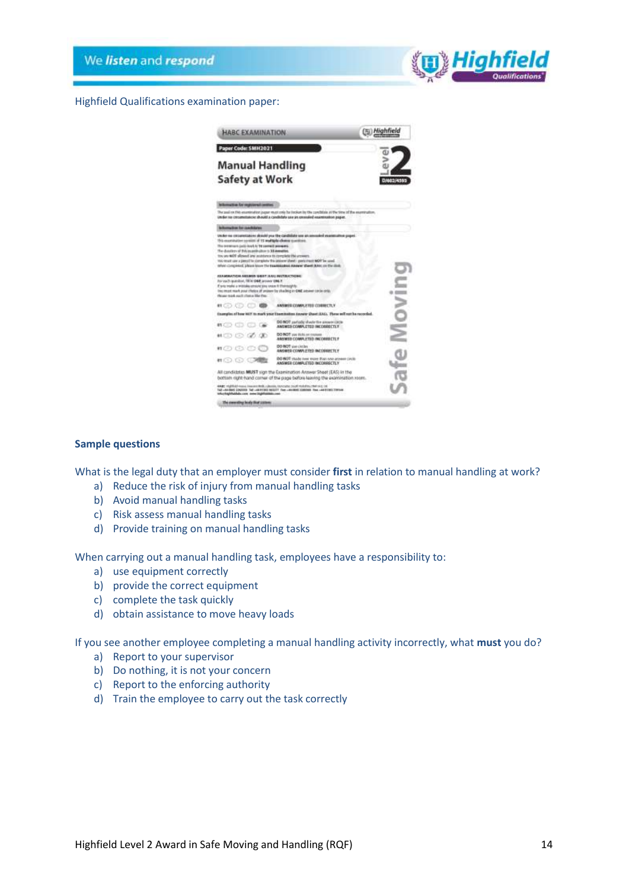Highfield Qualifications examination paper:

### Sample questions

What is the legal duty that an employer must consider **first** in relation to manual handling at work?

a) Reduce the risk of injury from manual handling tasks
b) Avoid manual handling tasks
c) Risk assess manual handling tasks
d) Provide training on manual handling tasks

When carrying out a manual handling task, employees have a responsibility to:

a) use equipment correctly
b) provide the correct equipment
c) complete the task quickly
d) obtain assistance to move heavy loads

If you see another employee completing a manual handling activity incorrectly, what **must** you do?

a) Report to your supervisor
b) Do nothing, it is not your concern
c) Report to the enforcing authority
d) Train the employee to carry out the task correctly